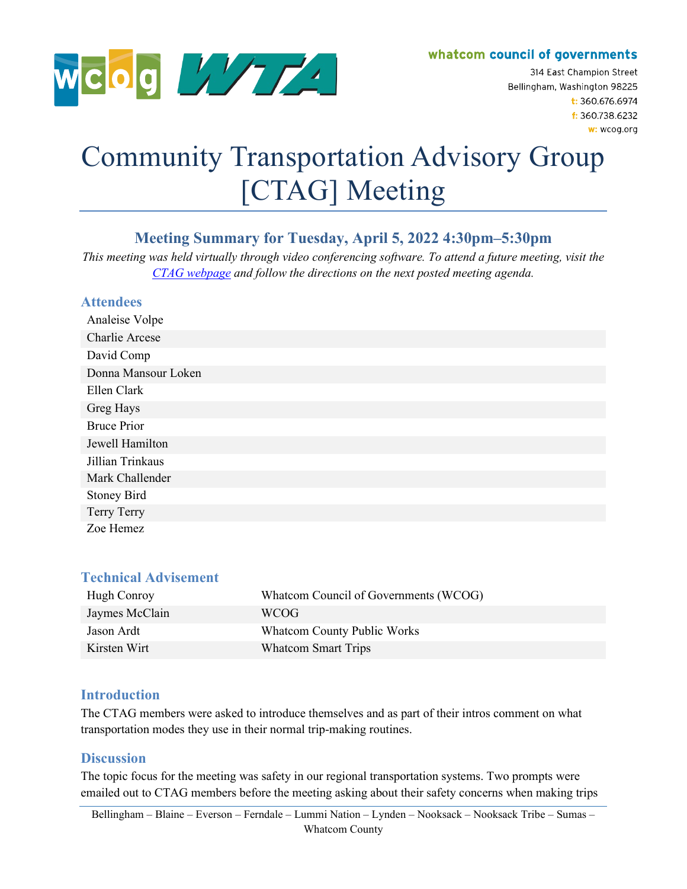whatcom council of governments

314 East Champion Street
Bellingham, Washington 98225
t: 360.676.6974
f: 360.738.6232
w: wcog.org

# Community Transportation Advisory Group [CTAG] Meeting

## Meeting Summary for Tuesday, April 5, 2022 4:30pm–5:30pm

*This meeting was held virtually through video conferencing software. To attend a future meeting, visit the CTAG webpage and follow the directions on the next posted meeting agenda.*

### Attendees

| |
|---|
| Analeise Volpe |
| Charlie Arcese |
| David Comp |
| Donna Mansour Loken |
| Ellen Clark |
| Greg Hays |
| Bruce Prior |
| Jewell Hamilton |
| Jillian Trinkaus |
| Mark Challender |
| Stoney Bird |
| Terry Terry |
| Zoe Hemez |

### Technical Advisement

| | |
|---|---|
| Hugh Conroy | Whatcom Council of Governments (WCOG) |
| Jaymes McClain | WCOG |
| Jason Ardt | Whatcom County Public Works |
| Kirsten Wirt | Whatcom Smart Trips |

### Introduction

The CTAG members were asked to introduce themselves and as part of their intros comment on what transportation modes they use in their normal trip-making routines.

### Discussion

The topic focus for the meeting was safety in our regional transportation systems. Two prompts were emailed out to CTAG members before the meeting asking about their safety concerns when making trips

Bellingham – Blaine – Everson – Ferndale – Lummi Nation – Lynden – Nooksack – Nooksack Tribe – Sumas – Whatcom County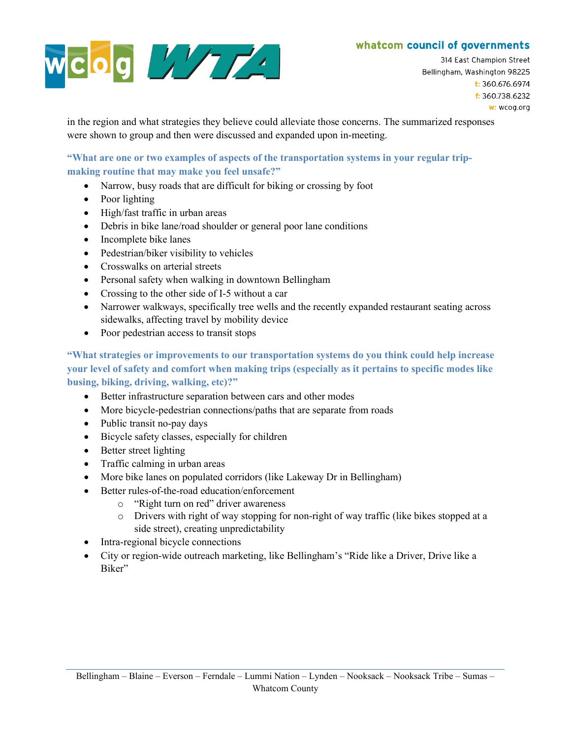in the region and what strategies they believe could alleviate those concerns. The summarized responses were shown to group and then were discussed and expanded upon in-meeting.

**“What are one or two examples of aspects of the transportation systems in your regular trip-making routine that may make you feel unsafe?”**

- Narrow, busy roads that are difficult for biking or crossing by foot
- Poor lighting
- High/fast traffic in urban areas
- Debris in bike lane/road shoulder or general poor lane conditions
- Incomplete bike lanes
- Pedestrian/biker visibility to vehicles
- Crosswalks on arterial streets
- Personal safety when walking in downtown Bellingham
- Crossing to the other side of I-5 without a car
- Narrower walkways, specifically tree wells and the recently expanded restaurant seating across sidewalks, affecting travel by mobility device
- Poor pedestrian access to transit stops

**“What strategies or improvements to our transportation systems do you think could help increase your level of safety and comfort when making trips (especially as it pertains to specific modes like busing, biking, driving, walking, etc)?”**

- Better infrastructure separation between cars and other modes
- More bicycle-pedestrian connections/paths that are separate from roads
- Public transit no-pay days
- Bicycle safety classes, especially for children
- Better street lighting
- Traffic calming in urban areas
- More bike lanes on populated corridors (like Lakeway Dr in Bellingham)
- Better rules-of-the-road education/enforcement
    - “Right turn on red” driver awareness
    - Drivers with right of way stopping for non-right of way traffic (like bikes stopped at a side street), creating unpredictability
- Intra-regional bicycle connections
- City or region-wide outreach marketing, like Bellingham’s “Ride like a Driver, Drive like a Biker”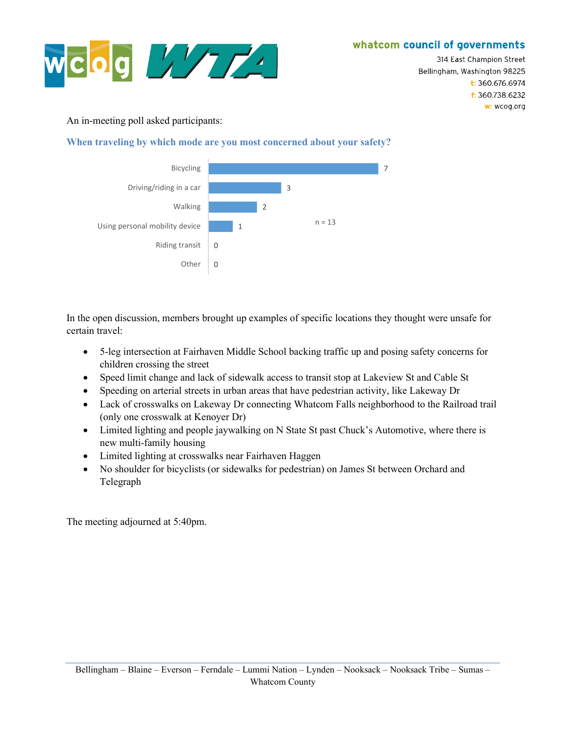An in-meeting poll asked participants:

**When traveling by which mode are you most concerned about your safety?**

Bicycling 7
Driving/riding in a car 3
Walking 2
Using personal mobility device 1
Riding transit 0
Other 0
n = 13

In the open discussion, members brought up examples of specific locations they thought were unsafe for certain travel:

- 5-leg intersection at Fairhaven Middle School backing traffic up and posing safety concerns for children crossing the street
- Speed limit change and lack of sidewalk access to transit stop at Lakeview St and Cable St
- Speeding on arterial streets in urban areas that have pedestrian activity, like Lakeway Dr
- Lack of crosswalks on Lakeway Dr connecting Whatcom Falls neighborhood to the Railroad trail (only one crosswalk at Kenoyer Dr)
- Limited lighting and people jaywalking on N State St past Chuck's Automotive, where there is new multi-family housing
- Limited lighting at crosswalks near Fairhaven Haggen
- No shoulder for bicyclists (or sidewalks for pedestrian) on James St between Orchard and Telegraph

The meeting adjourned at 5:40pm.